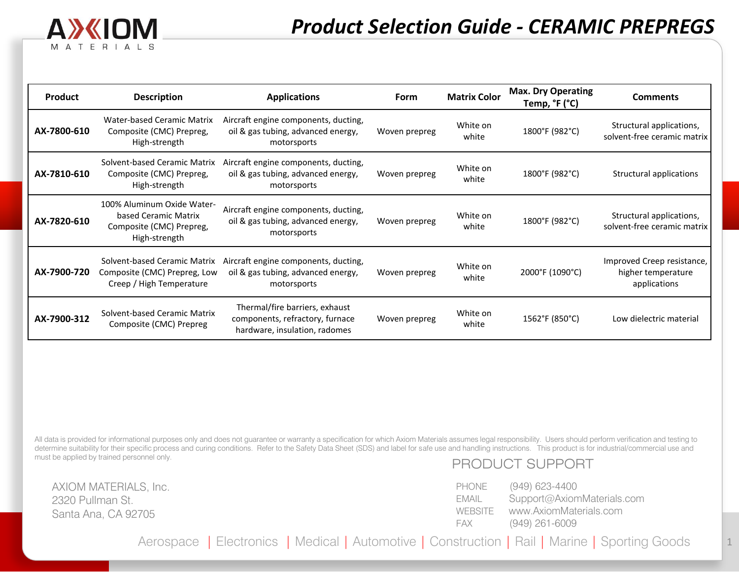# Product Selection Guide - CERAMIC PREPREGS

| Product | Description | Applications | Form | Matrix Color | Max. Dry Operating Temp, °F (°C) | Comments |
|---|---|---|---|---|---|---|
| **AX-7800-610** | Water-based Ceramic Matrix Composite (CMC) Prepreg, High-strength | Aircraft engine components, ducting, oil & gas tubing, advanced energy, motorsports | Woven prepreg | White on white | 1800°F (982°C) | Structural applications, solvent-free ceramic matrix |
| **AX-7810-610** | Solvent-based Ceramic Matrix Composite (CMC) Prepreg, High-strength | Aircraft engine components, ducting, oil & gas tubing, advanced energy, motorsports | Woven prepreg | White on white | 1800°F (982°C) | Structural applications |
| **AX-7820-610** | 100% Aluminum Oxide Water-based Ceramic Matrix Composite (CMC) Prepreg, High-strength | Aircraft engine components, ducting, oil & gas tubing, advanced energy, motorsports | Woven prepreg | White on white | 1800°F (982°C) | Structural applications, solvent-free ceramic matrix |
| **AX-7900-720** | Solvent-based Ceramic Matrix Composite (CMC) Prepreg, Low Creep / High Temperature | Aircraft engine components, ducting, oil & gas tubing, advanced energy, motorsports | Woven prepreg | White on white | 2000°F (1090°C) | Improved Creep resistance, higher temperature applications |
| **AX-7900-312** | Solvent-based Ceramic Matrix Composite (CMC) Prepreg | Thermal/fire barriers, exhaust components, refractory, furnace hardware, insulation, radomes | Woven prepreg | White on white | 1562°F (850°C) | Low dielectric material |

All data is provided for informational purposes only and does not guarantee or warranty a specification for which Axiom Materials assumes legal responsibility. Users should perform verification and testing to determine suitability for their specific process and curing conditions. Refer to the Safety Data Sheet (SDS) and label for safe use and handling instructions. This product is for industrial/commercial use and must be applied by trained personnel only.

AXIOM MATERIALS, Inc.
2320 Pullman St.
Santa Ana, CA 92705

## PRODUCT SUPPORT

PHONE (949) 623-4400
EMAIL Support@AxiomMaterials.com
WEBSITE www.AxiomMaterials.com
FAX (949) 261-6009

Aerospace | Electronics | Medical | Automotive | Construction | Rail | Marine | Sporting Goods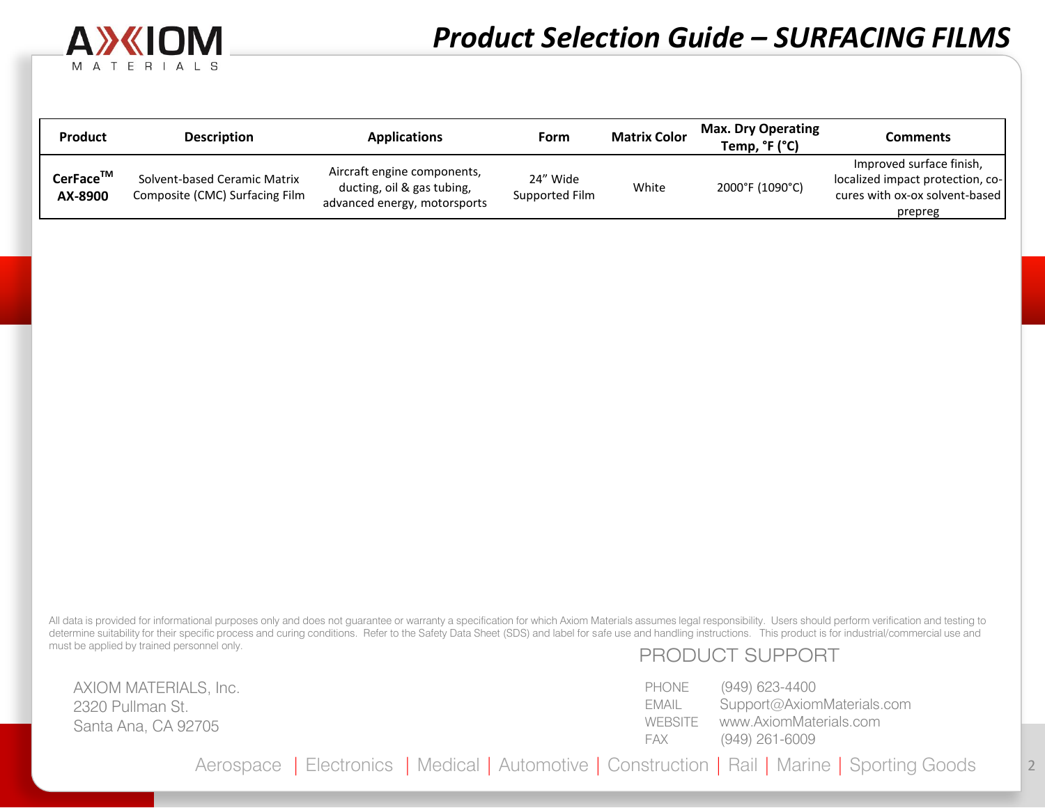# Product Selection Guide – SURFACING FILMS

| Product | Description | Applications | Form | Matrix Color | Max. Dry Operating Temp, °F (°C) | Comments |
|---|---|---|---|---|---|---|
| **CerFace™ AX-8900** | Solvent-based Ceramic Matrix Composite (CMC) Surfacing Film | Aircraft engine components, ducting, oil & gas tubing, advanced energy, motorsports | 24" Wide Supported Film | White | 2000°F (1090°C) | Improved surface finish, localized impact protection, co-cures with ox-ox solvent-based prepreg |

All data is provided for informational purposes only and does not guarantee or warranty a specification for which Axiom Materials assumes legal responsibility. Users should perform verification and testing to determine suitability for their specific process and curing conditions. Refer to the Safety Data Sheet (SDS) and label for safe use and handling instructions. This product is for industrial/commercial use and must be applied by trained personnel only.

AXIOM MATERIALS, Inc.
2320 Pullman St.
Santa Ana, CA 92705

PRODUCT SUPPORT

PHONE (949) 623-4400
EMAIL Support@AxiomMaterials.com
WEBSITE www.AxiomMaterials.com
FAX (949) 261-6009

Aerospace | Electronics | Medical | Automotive | Construction | Rail | Marine | Sporting Goods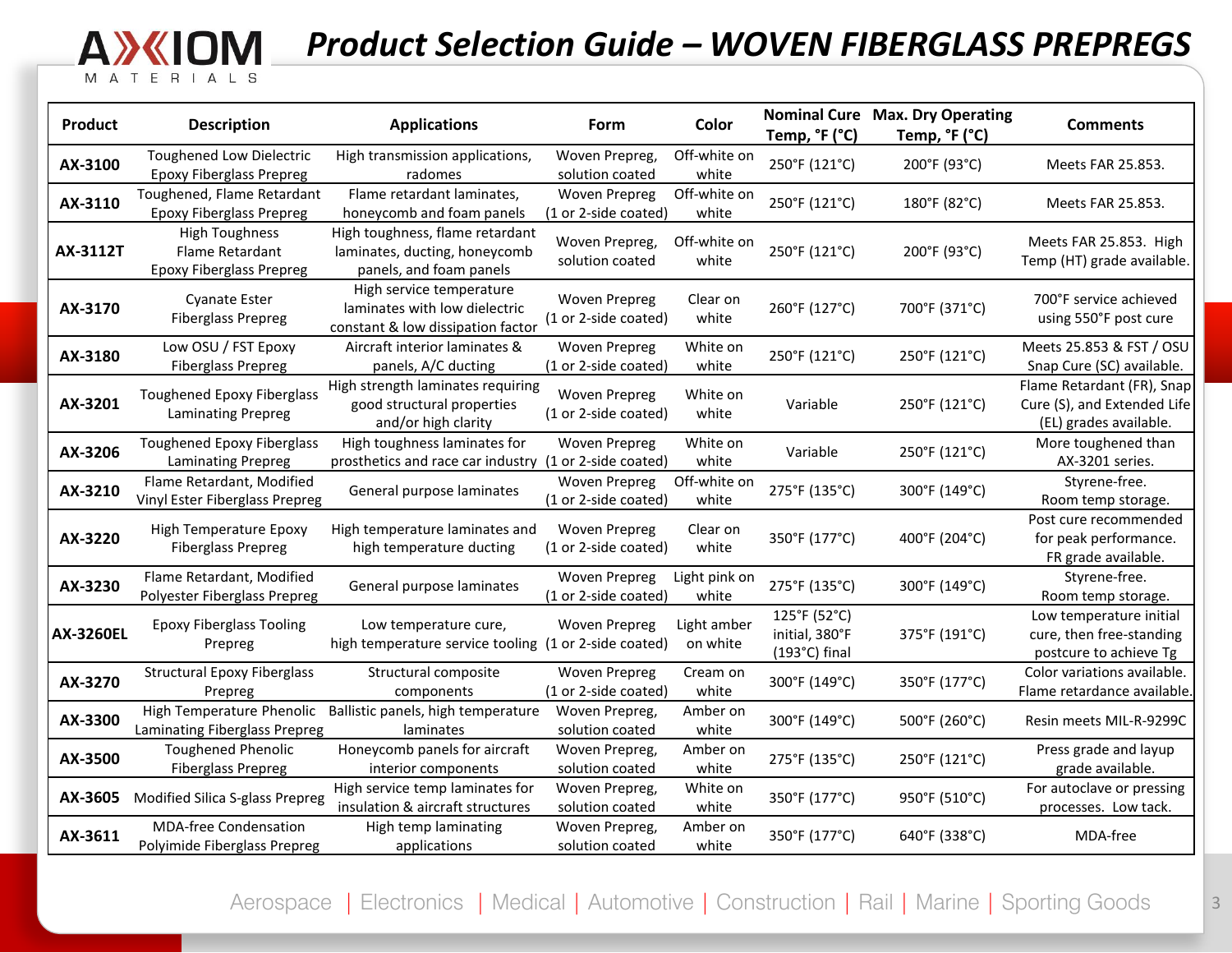# Product Selection Guide – WOVEN FIBERGLASS PREPREGS

| Product | Description | Applications | Form | Color | Nominal Cure Temp, °F (°C) | Max. Dry Operating Temp, °F (°C) | Comments |
|---|---|---|---|---|---|---|---|
| AX-3100 | Toughened Low Dielectric Epoxy Fiberglass Prepreg | High transmission applications, radomes | Woven Prepreg, solution coated | Off-white on white | 250°F (121°C) | 200°F (93°C) | Meets FAR 25.853. |
| AX-3110 | Toughened, Flame Retardant Epoxy Fiberglass Prepreg | Flame retardant laminates, honeycomb and foam panels | Woven Prepreg (1 or 2-side coated) | Off-white on white | 250°F (121°C) | 180°F (82°C) | Meets FAR 25.853. |
| AX-3112T | High Toughness Flame Retardant Epoxy Fiberglass Prepreg | High toughness, flame retardant laminates, ducting, honeycomb panels, and foam panels | Woven Prepreg, solution coated | Off-white on white | 250°F (121°C) | 200°F (93°C) | Meets FAR 25.853. High Temp (HT) grade available. |
| AX-3170 | Cyanate Ester Fiberglass Prepreg | High service temperature laminates with low dielectric constant & low dissipation factor | Woven Prepreg (1 or 2-side coated) | Clear on white | 260°F (127°C) | 700°F (371°C) | 700°F service achieved using 550°F post cure |
| AX-3180 | Low OSU / FST Epoxy Fiberglass Prepreg | Aircraft interior laminates & panels, A/C ducting | Woven Prepreg (1 or 2-side coated) | White on white | 250°F (121°C) | 250°F (121°C) | Meets 25.853 & FST / OSU Snap Cure (SC) available. |
| AX-3201 | Toughened Epoxy Fiberglass Laminating Prepreg | High strength laminates requiring good structural properties and/or high clarity | Woven Prepreg (1 or 2-side coated) | White on white | Variable | 250°F (121°C) | Flame Retardant (FR), Snap Cure (S), and Extended Life (EL) grades available. |
| AX-3206 | Toughened Epoxy Fiberglass Laminating Prepreg | High toughness laminates for prosthetics and race car industry | Woven Prepreg (1 or 2-side coated) | White on white | Variable | 250°F (121°C) | More toughened than AX-3201 series. |
| AX-3210 | Flame Retardant, Modified Vinyl Ester Fiberglass Prepreg | General purpose laminates | Woven Prepreg (1 or 2-side coated) | Off-white on white | 275°F (135°C) | 300°F (149°C) | Styrene-free. Room temp storage. |
| AX-3220 | High Temperature Epoxy Fiberglass Prepreg | High temperature laminates and high temperature ducting | Woven Prepreg (1 or 2-side coated) | Clear on white | 350°F (177°C) | 400°F (204°C) | Post cure recommended for peak performance. FR grade available. |
| AX-3230 | Flame Retardant, Modified Polyester Fiberglass Prepreg | General purpose laminates | Woven Prepreg (1 or 2-side coated) | Light pink on white | 275°F (135°C) | 300°F (149°C) | Styrene-free. Room temp storage. |
| AX-3260EL | Epoxy Fiberglass Tooling Prepreg | Low temperature cure, high temperature service tooling | Woven Prepreg (1 or 2-side coated) | Light amber on white | 125°F (52°C) initial, 380°F (193°C) final | 375°F (191°C) | Low temperature initial cure, then free-standing postcure to achieve Tg |
| AX-3270 | Structural Epoxy Fiberglass Prepreg | Structural composite components | Woven Prepreg (1 or 2-side coated) | Cream on white | 300°F (149°C) | 350°F (177°C) | Color variations available. Flame retardance available. |
| AX-3300 | High Temperature Phenolic Laminating Fiberglass Prepreg | Ballistic panels, high temperature laminates | Woven Prepreg, solution coated | Amber on white | 300°F (149°C) | 500°F (260°C) | Resin meets MIL-R-9299C |
| AX-3500 | Toughened Phenolic Fiberglass Prepreg | Honeycomb panels for aircraft interior components | Woven Prepreg, solution coated | Amber on white | 275°F (135°C) | 250°F (121°C) | Press grade and layup grade available. |
| AX-3605 | Modified Silica S-glass Prepreg | High service temp laminates for insulation & aircraft structures | Woven Prepreg, solution coated | White on white | 350°F (177°C) | 950°F (510°C) | For autoclave or pressing processes. Low tack. |
| AX-3611 | MDA-free Condensation Polyimide Fiberglass Prepreg | High temp laminating applications | Woven Prepreg, solution coated | Amber on white | 350°F (177°C) | 640°F (338°C) | MDA-free |

Aerospace | Electronics | Medical | Automotive | Construction | Rail | Marine | Sporting Goods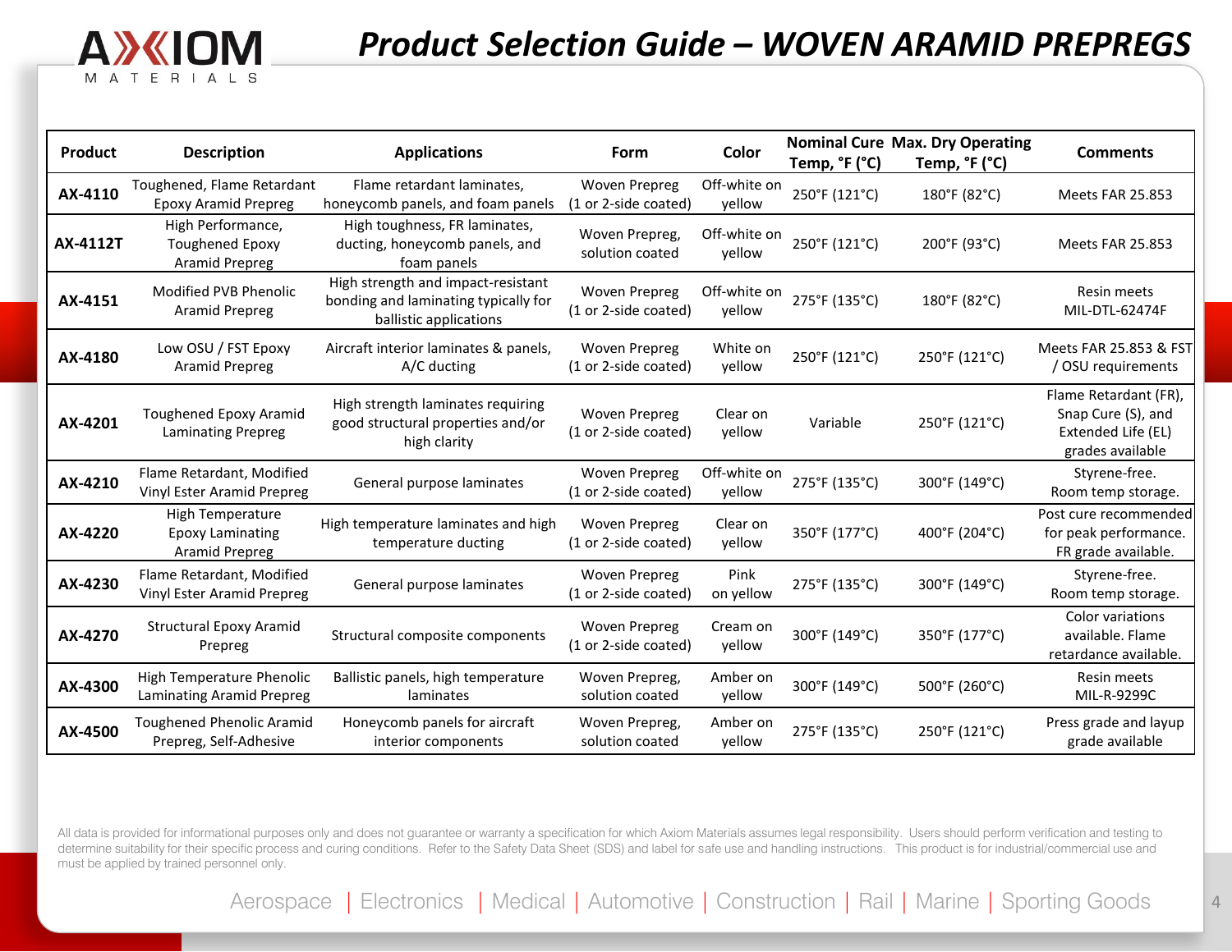# Product Selection Guide – WOVEN ARAMID PREPREGS

| Product | Description | Applications | Form | Color | Nominal Cure Temp, °F (°C) | Max. Dry Operating Temp, °F (°C) | Comments |
|---|---|---|---|---|---|---|---|
| **AX-4110** | Toughened, Flame Retardant Epoxy Aramid Prepreg | Flame retardant laminates, honeycomb panels, and foam panels | Woven Prepreg (1 or 2-side coated) | Off-white on yellow | 250°F (121°C) | 180°F (82°C) | Meets FAR 25.853 |
| **AX-4112T** | High Performance, Toughened Epoxy Aramid Prepreg | High toughness, FR laminates, ducting, honeycomb panels, and foam panels | Woven Prepreg, solution coated | Off-white on yellow | 250°F (121°C) | 200°F (93°C) | Meets FAR 25.853 |
| **AX-4151** | Modified PVB Phenolic Aramid Prepreg | High strength and impact-resistant bonding and laminating typically for ballistic applications | Woven Prepreg (1 or 2-side coated) | Off-white on yellow | 275°F (135°C) | 180°F (82°C) | Resin meets MIL-DTL-62474F |
| **AX-4180** | Low OSU / FST Epoxy Aramid Prepreg | Aircraft interior laminates & panels, A/C ducting | Woven Prepreg (1 or 2-side coated) | White on yellow | 250°F (121°C) | 250°F (121°C) | Meets FAR 25.853 & FST / OSU requirements |
| **AX-4201** | Toughened Epoxy Aramid Laminating Prepreg | High strength laminates requiring good structural properties and/or high clarity | Woven Prepreg (1 or 2-side coated) | Clear on yellow | Variable | 250°F (121°C) | Flame Retardant (FR), Snap Cure (S), and Extended Life (EL) grades available |
| **AX-4210** | Flame Retardant, Modified Vinyl Ester Aramid Prepreg | General purpose laminates | Woven Prepreg (1 or 2-side coated) | Off-white on yellow | 275°F (135°C) | 300°F (149°C) | Styrene-free. Room temp storage. |
| **AX-4220** | High Temperature Epoxy Laminating Aramid Prepreg | High temperature laminates and high temperature ducting | Woven Prepreg (1 or 2-side coated) | Clear on yellow | 350°F (177°C) | 400°F (204°C) | Post cure recommended for peak performance. FR grade available. |
| **AX-4230** | Flame Retardant, Modified Vinyl Ester Aramid Prepreg | General purpose laminates | Woven Prepreg (1 or 2-side coated) | Pink on yellow | 275°F (135°C) | 300°F (149°C) | Styrene-free. Room temp storage. |
| **AX-4270** | Structural Epoxy Aramid Prepreg | Structural composite components | Woven Prepreg (1 or 2-side coated) | Cream on yellow | 300°F (149°C) | 350°F (177°C) | Color variations available. Flame retardance available. |
| **AX-4300** | High Temperature Phenolic Laminating Aramid Prepreg | Ballistic panels, high temperature laminates | Woven Prepreg, solution coated | Amber on yellow | 300°F (149°C) | 500°F (260°C) | Resin meets MIL-R-9299C |
| **AX-4500** | Toughened Phenolic Aramid Prepreg, Self-Adhesive | Honeycomb panels for aircraft interior components | Woven Prepreg, solution coated | Amber on yellow | 275°F (135°C) | 250°F (121°C) | Press grade and layup grade available |

All data is provided for informational purposes only and does not guarantee or warranty a specification for which Axiom Materials assumes legal responsibility. Users should perform verification and testing to determine suitability for their specific process and curing conditions. Refer to the Safety Data Sheet (SDS) and label for safe use and handling instructions. This product is for industrial/commercial use and must be applied by trained personnel only.

Aerospace | Electronics | Medical | Automotive | Construction | Rail | Marine | Sporting Goods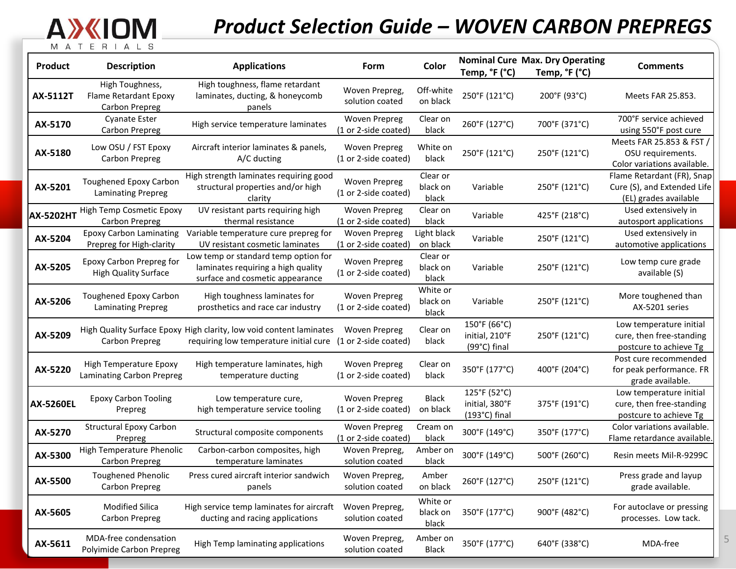AXIOM MATERIALS

# Product Selection Guide – WOVEN CARBON PREPREGS

| Product | Description | Applications | Form | Color | Nominal Cure Temp, °F (°C) | Max. Dry Operating Temp, °F (°C) | Comments |
|---|---|---|---|---|---|---|---|
| **AX-5112T** | High Toughness, Flame Retardant Epoxy Carbon Prepreg | High toughness, flame retardant laminates, ducting, & honeycomb panels | Woven Prepreg, solution coated | Off-white on black | 250°F (121°C) | 200°F (93°C) | Meets FAR 25.853. |
| **AX-5170** | Cyanate Ester Carbon Prepreg | High service temperature laminates | Woven Prepreg (1 or 2-side coated) | Clear on black | 260°F (127°C) | 700°F (371°C) | 700°F service achieved using 550°F post cure |
| **AX-5180** | Low OSU / FST Epoxy Carbon Prepreg | Aircraft interior laminates & panels, A/C ducting | Woven Prepreg (1 or 2-side coated) | White on black | 250°F (121°C) | 250°F (121°C) | Meets FAR 25.853 & FST / OSU requirements. Color variations available. |
| **AX-5201** | Toughened Epoxy Carbon Laminating Prepreg | High strength laminates requiring good structural properties and/or high clarity | Woven Prepreg (1 or 2-side coated) | Clear or black on black | Variable | 250°F (121°C) | Flame Retardant (FR), Snap Cure (S), and Extended Life (EL) grades available |
| **AX-5202HT** | High Temp Cosmetic Epoxy Carbon Prepreg | UV resistant parts requiring high thermal resistance | Woven Prepreg (1 or 2-side coated) | Clear on black | Variable | 425°F (218°C) | Used extensively in autosport applications |
| **AX-5204** | Epoxy Carbon Laminating Prepreg for High-clarity | Variable temperature cure prepreg for UV resistant cosmetic laminates | Woven Prepreg (1 or 2-side coated) | Light black on black | Variable | 250°F (121°C) | Used extensively in automotive applications |
| **AX-5205** | Epoxy Carbon Prepreg for High Quality Surface | Low temp or standard temp option for laminates requiring a high quality surface and cosmetic appearance | Woven Prepreg (1 or 2-side coated) | Clear or black on black | Variable | 250°F (121°C) | Low temp cure grade available (S) |
| **AX-5206** | Toughened Epoxy Carbon Laminating Prepreg | High toughness laminates for prosthetics and race car industry | Woven Prepreg (1 or 2-side coated) | White or black on black | Variable | 250°F (121°C) | More toughened than AX-5201 series |
| **AX-5209** | High Quality Surface Epoxy Carbon Prepreg | High clarity, low void content laminates requiring low temperature initial cure | Woven Prepreg (1 or 2-side coated) | Clear on black | 150°F (66°C) initial, 210°F (99°C) final | 250°F (121°C) | Low temperature initial cure, then free-standing postcure to achieve Tg |
| **AX-5220** | High Temperature Epoxy Laminating Carbon Prepreg | High temperature laminates, high temperature ducting | Woven Prepreg (1 or 2-side coated) | Clear on black | 350°F (177°C) | 400°F (204°C) | Post cure recommended for peak performance. FR grade available. |
| **AX-5260EL** | Epoxy Carbon Tooling Prepreg | Low temperature cure, high temperature service tooling | Woven Prepreg (1 or 2-side coated) | Black on black | 125°F (52°C) initial, 380°F (193°C) final | 375°F (191°C) | Low temperature initial cure, then free-standing postcure to achieve Tg |
| **AX-5270** | Structural Epoxy Carbon Prepreg | Structural composite components | Woven Prepreg (1 or 2-side coated) | Cream on black | 300°F (149°C) | 350°F (177°C) | Color variations available. Flame retardance available. |
| **AX-5300** | High Temperature Phenolic Carbon Prepreg | Carbon-carbon composites, high temperature laminates | Woven Prepreg, solution coated | Amber on black | 300°F (149°C) | 500°F (260°C) | Resin meets Mil-R-9299C |
| **AX-5500** | Toughened Phenolic Carbon Prepreg | Press cured aircraft interior sandwich panels | Woven Prepreg, solution coated | Amber on black | 260°F (127°C) | 250°F (121°C) | Press grade and layup grade available. |
| **AX-5605** | Modified Silica Carbon Prepreg | High service temp laminates for aircraft ducting and racing applications | Woven Prepreg, solution coated | White or black on black | 350°F (177°C) | 900°F (482°C) | For autoclave or pressing processes. Low tack. |
| **AX-5611** | MDA-free condensation Polyimide Carbon Prepreg | High Temp laminating applications | Woven Prepreg, solution coated | Amber on Black | 350°F (177°C) | 640°F (338°C) | MDA-free |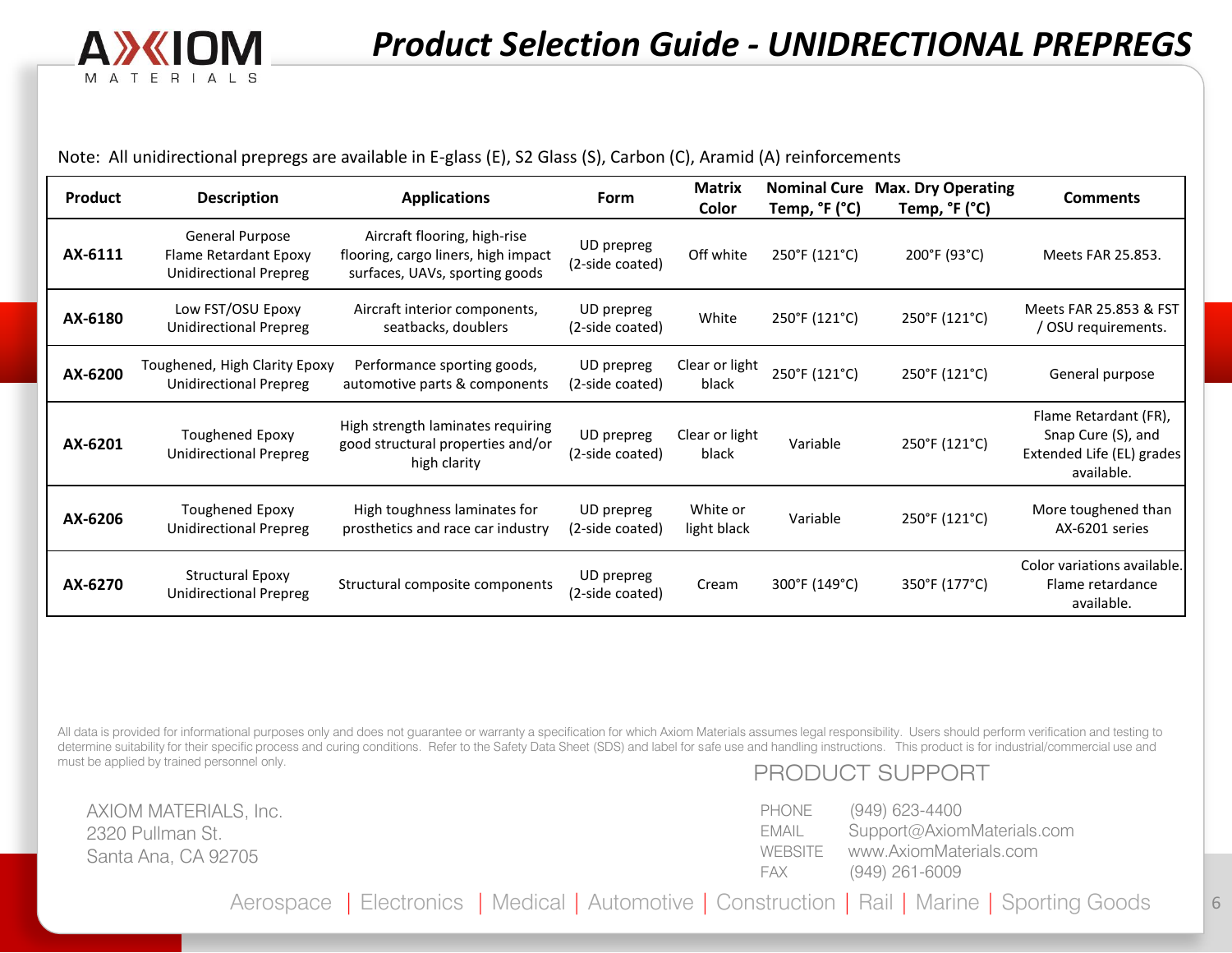# Product Selection Guide - UNIDIRECTIONAL PREPREGS

Note: All unidirectional prepregs are available in E-glass (E), S2 Glass (S), Carbon (C), Aramid (A) reinforcements

| Product | Description | Applications | Form | Matrix Color | Nominal Cure Temp, °F (°C) | Max. Dry Operating Temp, °F (°C) | Comments |
|---|---|---|---|---|---|---|---|
| **AX-6111** | General Purpose Flame Retardant Epoxy Unidirectional Prepreg | Aircraft flooring, high-rise flooring, cargo liners, high impact surfaces, UAVs, sporting goods | UD prepreg (2-side coated) | Off white | 250°F (121°C) | 200°F (93°C) | Meets FAR 25.853. |
| **AX-6180** | Low FST/OSU Epoxy Unidirectional Prepreg | Aircraft interior components, seatbacks, doublers | UD prepreg (2-side coated) | White | 250°F (121°C) | 250°F (121°C) | Meets FAR 25.853 & FST / OSU requirements. |
| **AX-6200** | Toughened, High Clarity Epoxy Unidirectional Prepreg | Performance sporting goods, automotive parts & components | UD prepreg (2-side coated) | Clear or light black | 250°F (121°C) | 250°F (121°C) | General purpose |
| **AX-6201** | Toughened Epoxy Unidirectional Prepreg | High strength laminates requiring good structural properties and/or high clarity | UD prepreg (2-side coated) | Clear or light black | Variable | 250°F (121°C) | Flame Retardant (FR), Snap Cure (S), and Extended Life (EL) grades available. |
| **AX-6206** | Toughened Epoxy Unidirectional Prepreg | High toughness laminates for prosthetics and race car industry | UD prepreg (2-side coated) | White or light black | Variable | 250°F (121°C) | More toughened than AX-6201 series |
| **AX-6270** | Structural Epoxy Unidirectional Prepreg | Structural composite components | UD prepreg (2-side coated) | Cream | 300°F (149°C) | 350°F (177°C) | Color variations available. Flame retardance available. |

All data is provided for informational purposes only and does not guarantee or warranty a specification for which Axiom Materials assumes legal responsibility. Users should perform verification and testing to determine suitability for their specific process and curing conditions. Refer to the Safety Data Sheet (SDS) and label for safe use and handling instructions. This product is for industrial/commercial use and must be applied by trained personnel only.

AXIOM MATERIALS, Inc.
2320 Pullman St.
Santa Ana, CA 92705

PRODUCT SUPPORT

PHONE (949) 623-4400
EMAIL Support@AxiomMaterials.com
WEBSITE www.AxiomMaterials.com
FAX (949) 261-6009

Aerospace | Electronics | Medical | Automotive | Construction | Rail | Marine | Sporting Goods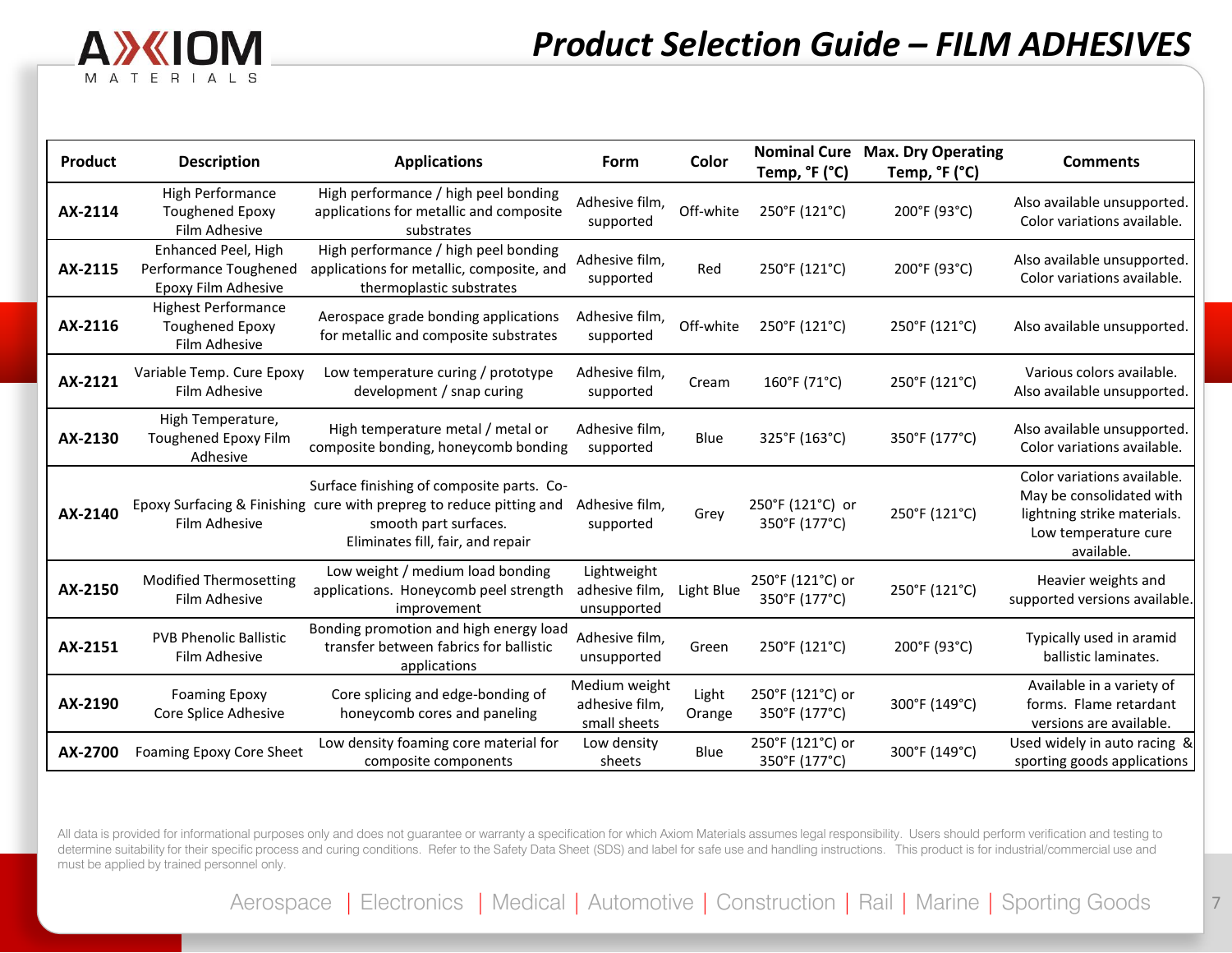# Product Selection Guide – FILM ADHESIVES

| Product | Description | Applications | Form | Color | Nominal Cure Temp, °F (°C) | Max. Dry Operating Temp, °F (°C) | Comments |
|---|---|---|---|---|---|---|---|
| **AX-2114** | High Performance Toughened Epoxy Film Adhesive | High performance / high peel bonding applications for metallic and composite substrates | Adhesive film, supported | Off-white | 250°F (121°C) | 200°F (93°C) | Also available unsupported. Color variations available. |
| **AX-2115** | Enhanced Peel, High Performance Toughened Epoxy Film Adhesive | High performance / high peel bonding applications for metallic, composite, and thermoplastic substrates | Adhesive film, supported | Red | 250°F (121°C) | 200°F (93°C) | Also available unsupported. Color variations available. |
| **AX-2116** | Highest Performance Toughened Epoxy Film Adhesive | Aerospace grade bonding applications for metallic and composite substrates | Adhesive film, supported | Off-white | 250°F (121°C) | 250°F (121°C) | Also available unsupported. |
| **AX-2121** | Variable Temp. Cure Epoxy Film Adhesive | Low temperature curing / prototype development / snap curing | Adhesive film, supported | Cream | 160°F (71°C) | 250°F (121°C) | Various colors available. Also available unsupported. |
| **AX-2130** | High Temperature, Toughened Epoxy Film Adhesive | High temperature metal / metal or composite bonding, honeycomb bonding | Adhesive film, supported | Blue | 325°F (163°C) | 350°F (177°C) | Also available unsupported. Color variations available. |
| **AX-2140** | Epoxy Surfacing & Finishing Film Adhesive | Surface finishing of composite parts. Co-cure with prepreg to reduce pitting and smooth part surfaces. Eliminates fill, fair, and repair | Adhesive film, supported | Grey | 250°F (121°C) or 350°F (177°C) | 250°F (121°C) | Color variations available. May be consolidated with lightning strike materials. Low temperature cure available. |
| **AX-2150** | Modified Thermosetting Film Adhesive | Low weight / medium load bonding applications. Honeycomb peel strength improvement | Lightweight adhesive film, unsupported | Light Blue | 250°F (121°C) or 350°F (177°C) | 250°F (121°C) | Heavier weights and supported versions available. |
| **AX-2151** | PVB Phenolic Ballistic Film Adhesive | Bonding promotion and high energy load transfer between fabrics for ballistic applications | Adhesive film, unsupported | Green | 250°F (121°C) | 200°F (93°C) | Typically used in aramid ballistic laminates. |
| **AX-2190** | Foaming Epoxy Core Splice Adhesive | Core splicing and edge-bonding of honeycomb cores and paneling | Medium weight adhesive film, small sheets | Light Orange | 250°F (121°C) or 350°F (177°C) | 300°F (149°C) | Available in a variety of forms. Flame retardant versions are available. |
| **AX-2700** | Foaming Epoxy Core Sheet | Low density foaming core material for composite components | Low density sheets | Blue | 250°F (121°C) or 350°F (177°C) | 300°F (149°C) | Used widely in auto racing & sporting goods applications |

All data is provided for informational purposes only and does not guarantee or warranty a specification for which Axiom Materials assumes legal responsibility. Users should perform verification and testing to determine suitability for their specific process and curing conditions. Refer to the Safety Data Sheet (SDS) and label for safe use and handling instructions. This product is for industrial/commercial use and must be applied by trained personnel only.

Aerospace | Electronics | Medical | Automotive | Construction | Rail | Marine | Sporting Goods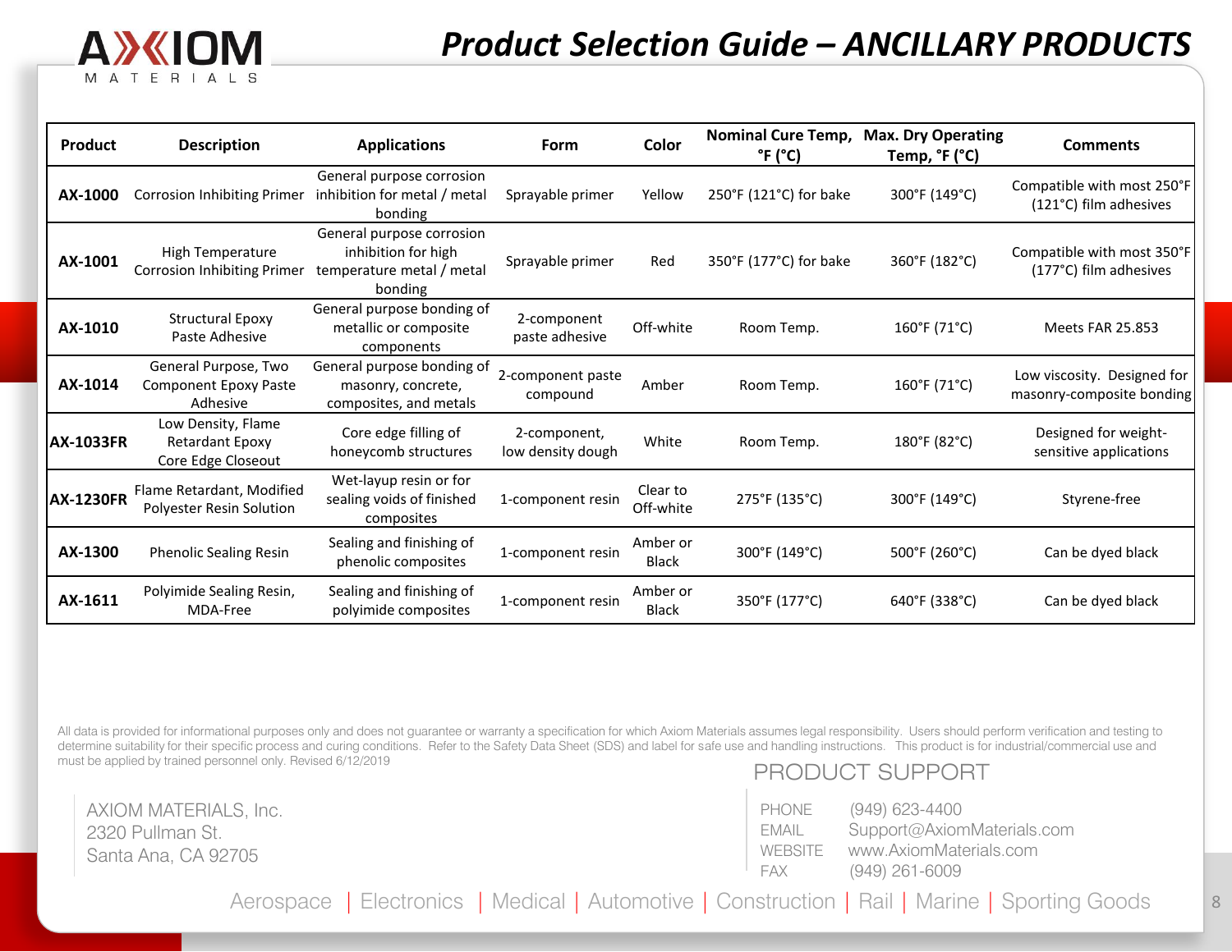AXIOM MATERIALS

# Product Selection Guide – ANCILLARY PRODUCTS

| Product | Description | Applications | Form | Color | Nominal Cure Temp, °F (°C) | Max. Dry Operating Temp, °F (°C) | Comments |
|---|---|---|---|---|---|---|---|
| **AX-1000** | Corrosion Inhibiting Primer | General purpose corrosion inhibition for metal / metal bonding | Sprayable primer | Yellow | 250°F (121°C) for bake | 300°F (149°C) | Compatible with most 250°F (121°C) film adhesives |
| **AX-1001** | High Temperature Corrosion Inhibiting Primer | General purpose corrosion inhibition for high temperature metal / metal bonding | Sprayable primer | Red | 350°F (177°C) for bake | 360°F (182°C) | Compatible with most 350°F (177°C) film adhesives |
| **AX-1010** | Structural Epoxy Paste Adhesive | General purpose bonding of metallic or composite components | 2-component paste adhesive | Off-white | Room Temp. | 160°F (71°C) | Meets FAR 25.853 |
| **AX-1014** | General Purpose, Two Component Epoxy Paste Adhesive | General purpose bonding of masonry, concrete, composites, and metals | 2-component paste compound | Amber | Room Temp. | 160°F (71°C) | Low viscosity. Designed for masonry-composite bonding |
| **AX-1033FR** | Low Density, Flame Retardant Epoxy Core Edge Closeout | Core edge filling of honeycomb structures | 2-component, low density dough | White | Room Temp. | 180°F (82°C) | Designed for weight-sensitive applications |
| **AX-1230FR** | Flame Retardant, Modified Polyester Resin Solution | Wet-layup resin or for sealing voids of finished composites | 1-component resin | Clear to Off-white | 275°F (135°C) | 300°F (149°C) | Styrene-free |
| **AX-1300** | Phenolic Sealing Resin | Sealing and finishing of phenolic composites | 1-component resin | Amber or Black | 300°F (149°C) | 500°F (260°C) | Can be dyed black |
| **AX-1611** | Polyimide Sealing Resin, MDA-Free | Sealing and finishing of polyimide composites | 1-component resin | Amber or Black | 350°F (177°C) | 640°F (338°C) | Can be dyed black |

All data is provided for informational purposes only and does not guarantee or warranty a specification for which Axiom Materials assumes legal responsibility. Users should perform verification and testing to determine suitability for their specific process and curing conditions. Refer to the Safety Data Sheet (SDS) and label for safe use and handling instructions. This product is for industrial/commercial use and must be applied by trained personnel only. Revised 6/12/2019

AXIOM MATERIALS, Inc.
2320 Pullman St.
Santa Ana, CA 92705

PRODUCT SUPPORT

PHONE (949) 623-4400
EMAIL Support@AxiomMaterials.com
WEBSITE www.AxiomMaterials.com
FAX (949) 261-6009

Aerospace | Electronics | Medical | Automotive | Construction | Rail | Marine | Sporting Goods